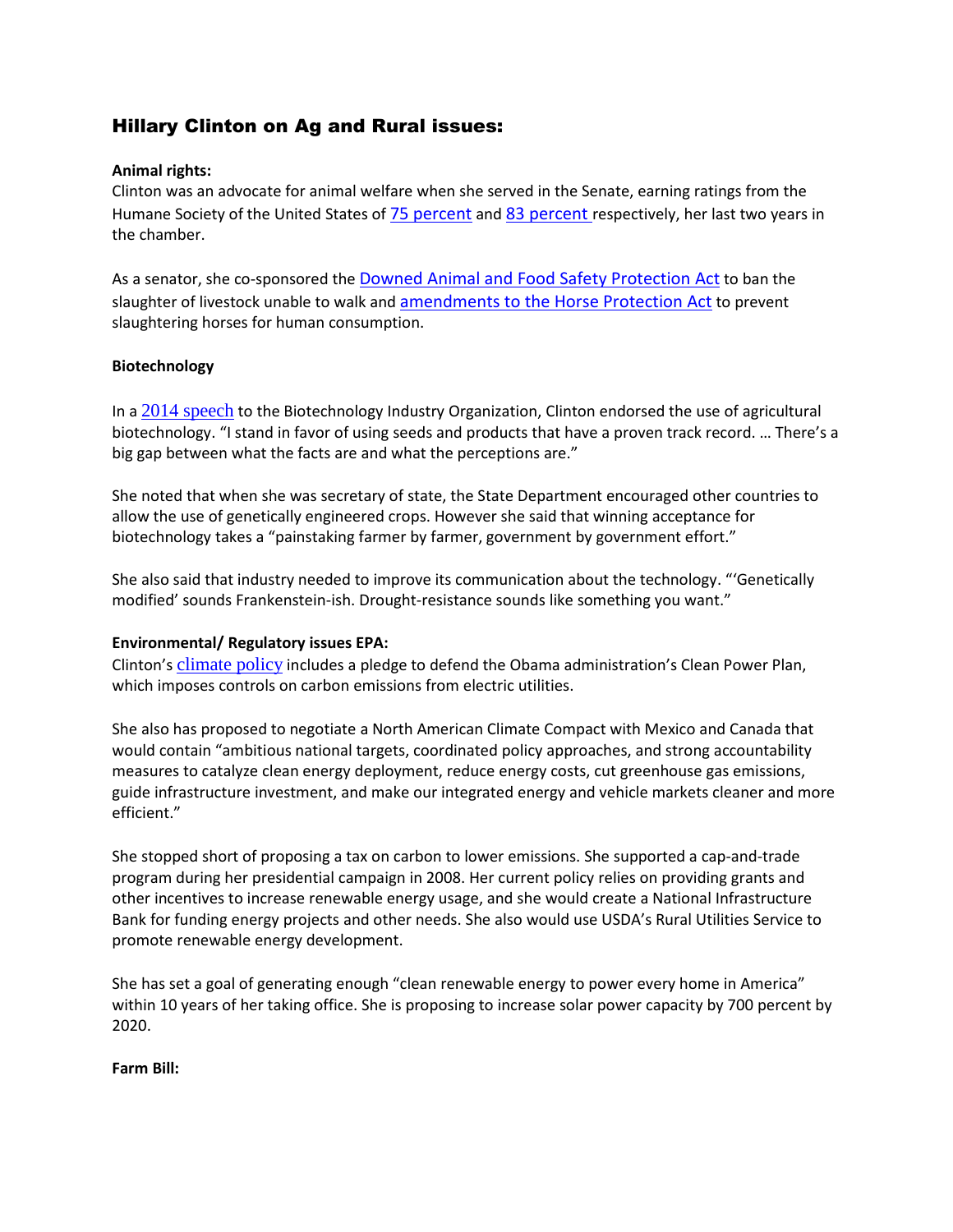# Hillary Clinton on Ag and Rural issues:

**Animal rights:**
Clinton was an advocate for animal welfare when she served in the Senate, earning ratings from the Humane Society of the United States of 75 percent and 83 percent respectively, her last two years in the chamber.

As a senator, she co-sponsored the Downed Animal and Food Safety Protection Act to ban the slaughter of livestock unable to walk and amendments to the Horse Protection Act to prevent slaughtering horses for human consumption.

**Biotechnology**

In a 2014 speech to the Biotechnology Industry Organization, Clinton endorsed the use of agricultural biotechnology. "I stand in favor of using seeds and products that have a proven track record. … There's a big gap between what the facts are and what the perceptions are."

She noted that when she was secretary of state, the State Department encouraged other countries to allow the use of genetically engineered crops. However she said that winning acceptance for biotechnology takes a "painstaking farmer by farmer, government by government effort."

She also said that industry needed to improve its communication about the technology. "'Genetically modified' sounds Frankenstein-ish. Drought-resistance sounds like something you want."

**Environmental/ Regulatory issues EPA:**
Clinton's climate policy includes a pledge to defend the Obama administration's Clean Power Plan, which imposes controls on carbon emissions from electric utilities.

She also has proposed to negotiate a North American Climate Compact with Mexico and Canada that would contain "ambitious national targets, coordinated policy approaches, and strong accountability measures to catalyze clean energy deployment, reduce energy costs, cut greenhouse gas emissions, guide infrastructure investment, and make our integrated energy and vehicle markets cleaner and more efficient."

She stopped short of proposing a tax on carbon to lower emissions. She supported a cap-and-trade program during her presidential campaign in 2008. Her current policy relies on providing grants and other incentives to increase renewable energy usage, and she would create a National Infrastructure Bank for funding energy projects and other needs. She also would use USDA's Rural Utilities Service to promote renewable energy development.

She has set a goal of generating enough "clean renewable energy to power every home in America" within 10 years of her taking office. She is proposing to increase solar power capacity by 700 percent by 2020.

**Farm Bill:**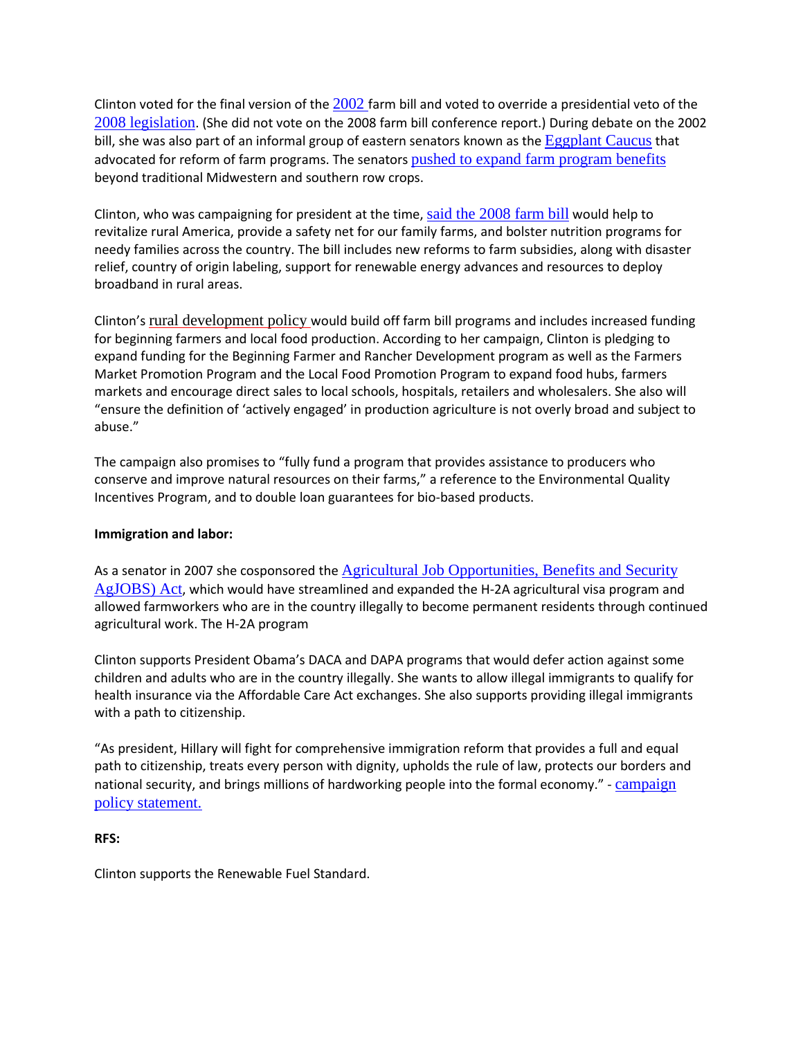Clinton voted for the final version of the 2002 farm bill and voted to override a presidential veto of the 2008 legislation. (She did not vote on the 2008 farm bill conference report.) During debate on the 2002 bill, she was also part of an informal group of eastern senators known as the Eggplant Caucus that advocated for reform of farm programs. The senators pushed to expand farm program benefits beyond traditional Midwestern and southern row crops.

Clinton, who was campaigning for president at the time, said the 2008 farm bill would help to revitalize rural America, provide a safety net for our family farms, and bolster nutrition programs for needy families across the country. The bill includes new reforms to farm subsidies, along with disaster relief, country of origin labeling, support for renewable energy advances and resources to deploy broadband in rural areas.

Clinton's rural development policy would build off farm bill programs and includes increased funding for beginning farmers and local food production. According to her campaign, Clinton is pledging to expand funding for the Beginning Farmer and Rancher Development program as well as the Farmers Market Promotion Program and the Local Food Promotion Program to expand food hubs, farmers markets and encourage direct sales to local schools, hospitals, retailers and wholesalers. She also will "ensure the definition of 'actively engaged' in production agriculture is not overly broad and subject to abuse."

The campaign also promises to "fully fund a program that provides assistance to producers who conserve and improve natural resources on their farms," a reference to the Environmental Quality Incentives Program, and to double loan guarantees for bio-based products.

**Immigration and labor:**

As a senator in 2007 she cosponsored the Agricultural Job Opportunities, Benefits and Security AgJOBS) Act, which would have streamlined and expanded the H-2A agricultural visa program and allowed farmworkers who are in the country illegally to become permanent residents through continued agricultural work. The H-2A program

Clinton supports President Obama's DACA and DAPA programs that would defer action against some children and adults who are in the country illegally. She wants to allow illegal immigrants to qualify for health insurance via the Affordable Care Act exchanges. She also supports providing illegal immigrants with a path to citizenship.

"As president, Hillary will fight for comprehensive immigration reform that provides a full and equal path to citizenship, treats every person with dignity, upholds the rule of law, protects our borders and national security, and brings millions of hardworking people into the formal economy." - campaign policy statement.

**RFS:**

Clinton supports the Renewable Fuel Standard.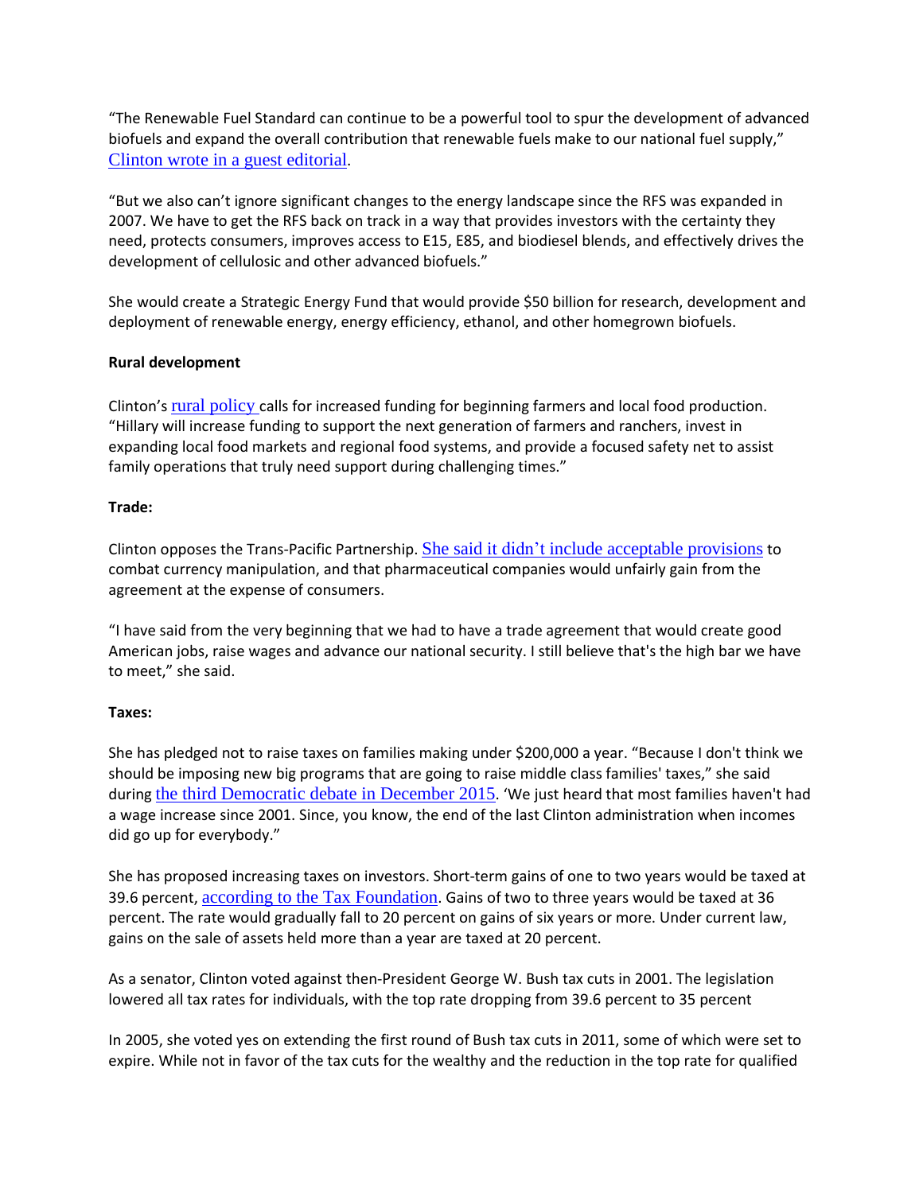"The Renewable Fuel Standard can continue to be a powerful tool to spur the development of advanced biofuels and expand the overall contribution that renewable fuels make to our national fuel supply," Clinton wrote in a guest editorial.

"But we also can't ignore significant changes to the energy landscape since the RFS was expanded in 2007. We have to get the RFS back on track in a way that provides investors with the certainty they need, protects consumers, improves access to E15, E85, and biodiesel blends, and effectively drives the development of cellulosic and other advanced biofuels."

She would create a Strategic Energy Fund that would provide $50 billion for research, development and deployment of renewable energy, energy efficiency, ethanol, and other homegrown biofuels.

**Rural development**

Clinton's rural policy calls for increased funding for beginning farmers and local food production. "Hillary will increase funding to support the next generation of farmers and ranchers, invest in expanding local food markets and regional food systems, and provide a focused safety net to assist family operations that truly need support during challenging times."

**Trade:**

Clinton opposes the Trans-Pacific Partnership. She said it didn't include acceptable provisions to combat currency manipulation, and that pharmaceutical companies would unfairly gain from the agreement at the expense of consumers.

"I have said from the very beginning that we had to have a trade agreement that would create good American jobs, raise wages and advance our national security. I still believe that's the high bar we have to meet," she said.

**Taxes:**

She has pledged not to raise taxes on families making under $200,000 a year. "Because I don't think we should be imposing new big programs that are going to raise middle class families' taxes," she said during the third Democratic debate in December 2015. 'We just heard that most families haven't had a wage increase since 2001. Since, you know, the end of the last Clinton administration when incomes did go up for everybody."

She has proposed increasing taxes on investors. Short-term gains of one to two years would be taxed at 39.6 percent, according to the Tax Foundation. Gains of two to three years would be taxed at 36 percent. The rate would gradually fall to 20 percent on gains of six years or more. Under current law, gains on the sale of assets held more than a year are taxed at 20 percent.

As a senator, Clinton voted against then-President George W. Bush tax cuts in 2001. The legislation lowered all tax rates for individuals, with the top rate dropping from 39.6 percent to 35 percent

In 2005, she voted yes on extending the first round of Bush tax cuts in 2011, some of which were set to expire. While not in favor of the tax cuts for the wealthy and the reduction in the top rate for qualified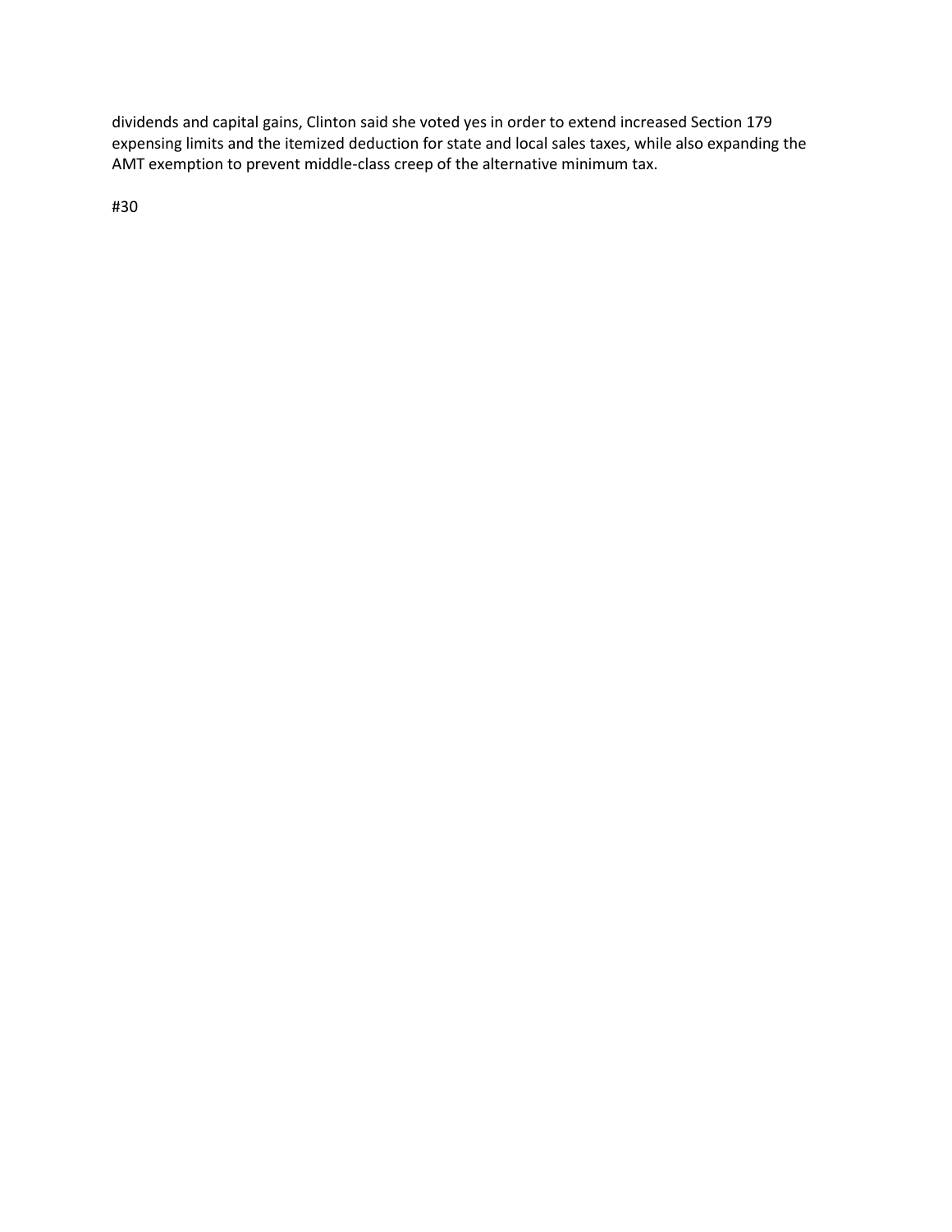dividends and capital gains, Clinton said she voted yes in order to extend increased Section 179 expensing limits and the itemized deduction for state and local sales taxes, while also expanding the AMT exemption to prevent middle-class creep of the alternative minimum tax.

#30